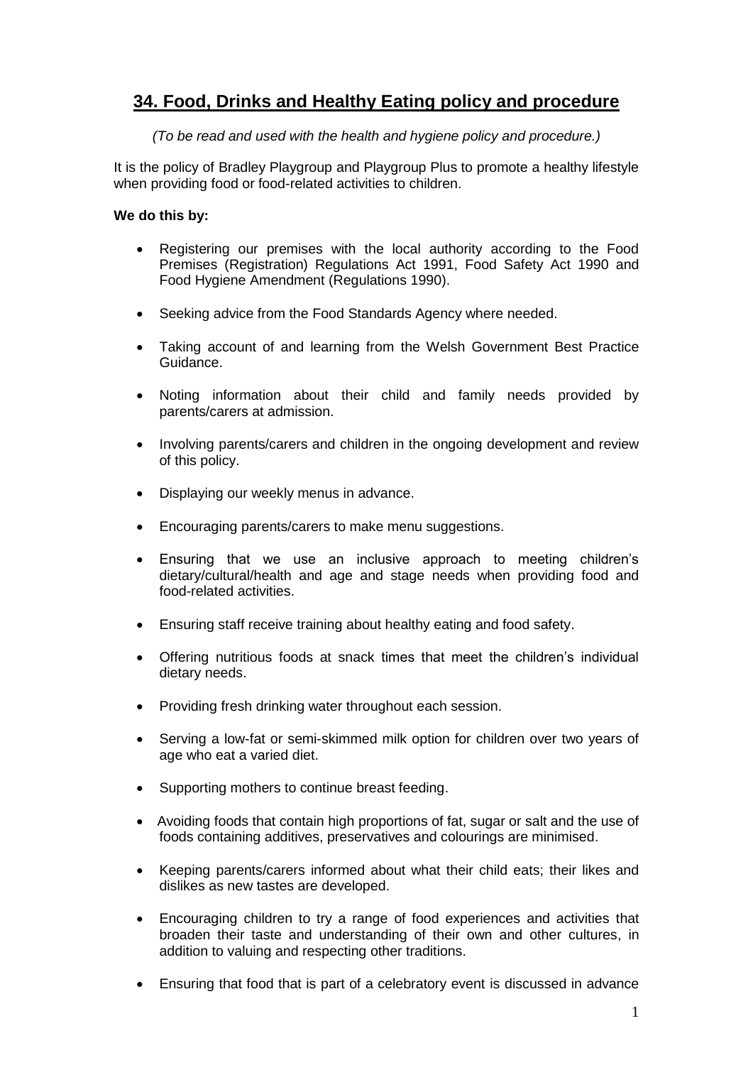# 34. Food, Drinks and Healthy Eating policy and procedure

*(To be read and used with the health and hygiene policy and procedure.)*

It is the policy of Bradley Playgroup and Playgroup Plus to promote a healthy lifestyle when providing food or food-related activities to children.

**We do this by:**

- Registering our premises with the local authority according to the Food Premises (Registration) Regulations Act 1991, Food Safety Act 1990 and Food Hygiene Amendment (Regulations 1990).
- Seeking advice from the Food Standards Agency where needed.
- Taking account of and learning from the Welsh Government Best Practice Guidance.
- Noting information about their child and family needs provided by parents/carers at admission.
- Involving parents/carers and children in the ongoing development and review of this policy.
- Displaying our weekly menus in advance.
- Encouraging parents/carers to make menu suggestions.
- Ensuring that we use an inclusive approach to meeting children's dietary/cultural/health and age and stage needs when providing food and food-related activities.
- Ensuring staff receive training about healthy eating and food safety.
- Offering nutritious foods at snack times that meet the children's individual dietary needs.
- Providing fresh drinking water throughout each session.
- Serving a low-fat or semi-skimmed milk option for children over two years of age who eat a varied diet.
- Supporting mothers to continue breast feeding.
- Avoiding foods that contain high proportions of fat, sugar or salt and the use of foods containing additives, preservatives and colourings are minimised.
- Keeping parents/carers informed about what their child eats; their likes and dislikes as new tastes are developed.
- Encouraging children to try a range of food experiences and activities that broaden their taste and understanding of their own and other cultures, in addition to valuing and respecting other traditions.
- Ensuring that food that is part of a celebratory event is discussed in advance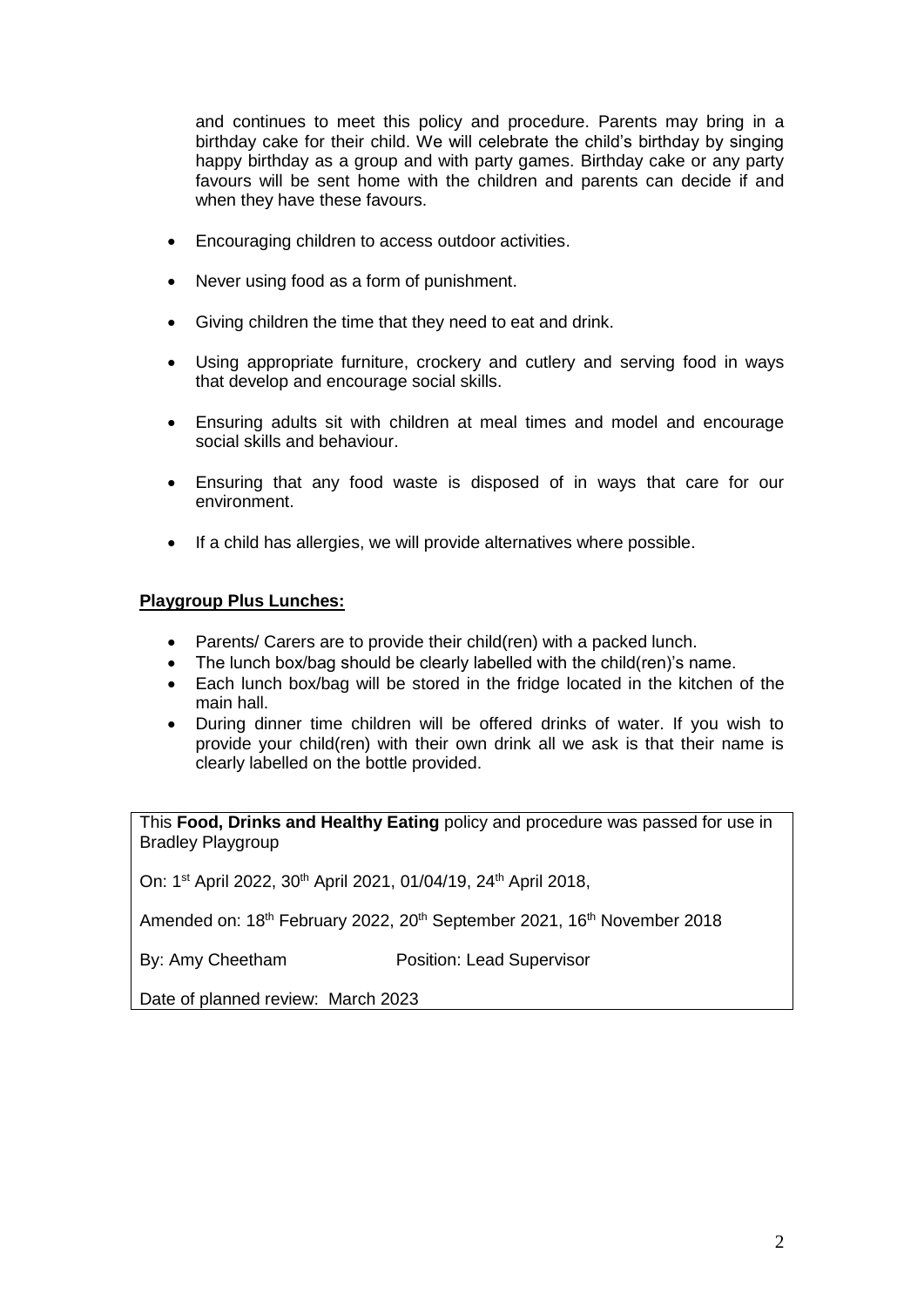and continues to meet this policy and procedure. Parents may bring in a birthday cake for their child. We will celebrate the child's birthday by singing happy birthday as a group and with party games. Birthday cake or any party favours will be sent home with the children and parents can decide if and when they have these favours.

- Encouraging children to access outdoor activities.
- Never using food as a form of punishment.
- Giving children the time that they need to eat and drink.
- Using appropriate furniture, crockery and cutlery and serving food in ways that develop and encourage social skills.
- Ensuring adults sit with children at meal times and model and encourage social skills and behaviour.
- Ensuring that any food waste is disposed of in ways that care for our environment.
- If a child has allergies, we will provide alternatives where possible.

**Playgroup Plus Lunches:**

- Parents/ Carers are to provide their child(ren) with a packed lunch.
- The lunch box/bag should be clearly labelled with the child(ren)'s name.
- Each lunch box/bag will be stored in the fridge located in the kitchen of the main hall.
- During dinner time children will be offered drinks of water. If you wish to provide your child(ren) with their own drink all we ask is that their name is clearly labelled on the bottle provided.

This **Food, Drinks and Healthy Eating** policy and procedure was passed for use in Bradley Playgroup

On: 1st April 2022, 30th April 2021, 01/04/19, 24th April 2018,

Amended on: 18th February 2022, 20th September 2021, 16th November 2018

By: Amy Cheetham Position: Lead Supervisor

Date of planned review: March 2023